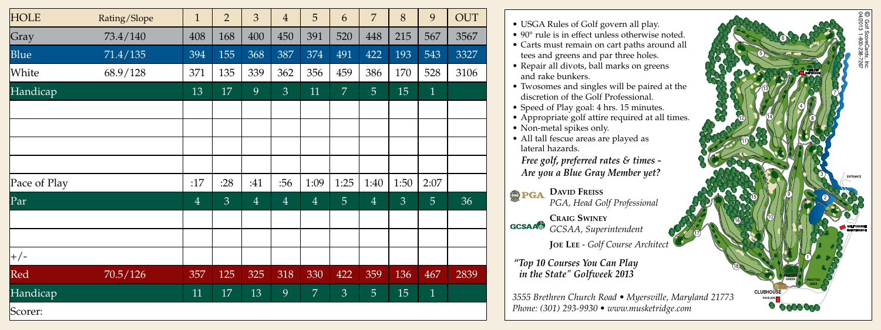| HOLE | Rating/Slope | 1 | 2 | 3 | 4 | 5 | 6 | 7 | 8 | 9 | OUT |
|---|---|---|---|---|---|---|---|---|---|---|---|
| Gray | 73.4/140 | 408 | 168 | 400 | 450 | 391 | 520 | 448 | 215 | 567 | 3567 |
| Blue | 71.4/135 | 394 | 155 | 368 | 387 | 374 | 491 | 422 | 193 | 543 | 3327 |
| White | 68.9/128 | 371 | 135 | 339 | 362 | 356 | 459 | 386 | 170 | 528 | 3106 |
| Handicap | | 13 | 17 | 9 | 3 | 11 | 7 | 5 | 15 | 1 | |
| | | | | | | | | | | | |
| | | | | | | | | | | | |
| | | | | | | | | | | | |
| | | | | | | | | | | | |
| Pace of Play | | :17 | :28 | :41 | :56 | 1:09 | 1:25 | 1:40 | 1:50 | 2:07 | |
| Par | | 4 | 3 | 4 | 4 | 4 | 5 | 4 | 3 | 5 | 36 |
| | | | | | | | | | | | |
| | | | | | | | | | | | |
| +/- | | | | | | | | | | | |
| Red | 70.5/126 | 357 | 125 | 325 | 318 | 330 | 422 | 359 | 136 | 467 | 2839 |
| Handicap | | 11 | 17 | 13 | 9 | 7 | 3 | 5 | 15 | 1 | |

Scorer:

- USGA Rules of Golf govern all play.
- 90° rule is in effect unless otherwise noted.
- Carts must remain on cart paths around all tees and greens and par three holes.
- Repair all divots, ball marks on greens and rake bunkers.
- Twosomes and singles will be paired at the discretion of the Golf Professional.
- Speed of Play goal: 4 hrs. 15 minutes.
- Appropriate golf attire required at all times.
- Non-metal spikes only.
- All tall fescue areas are played as lateral hazards.

***Free golf, preferred rates & times - Are you a Blue Gray Member yet?***

PGA **David Freiss**
*PGA, Head Golf Professional*

GCSAA **Craig Swiney**
*GCSAA, Superintendent*

**Joe Lee** - *Golf Course Architect*

*"Top 10 Courses You Can Play in the State" Golfweek 2013*

*3555 Brethren Church Road • Myersville, Maryland 21773*
*Phone: (301) 293-9930 • www.musketridge.com*

ENTRANCE
GOLF COURSE MAINTENANCE
PRACTICE AREA
CLUBHOUSE
PAVILION

© Golf ScoreCards, Inc. 04/2013 1-800-238-7267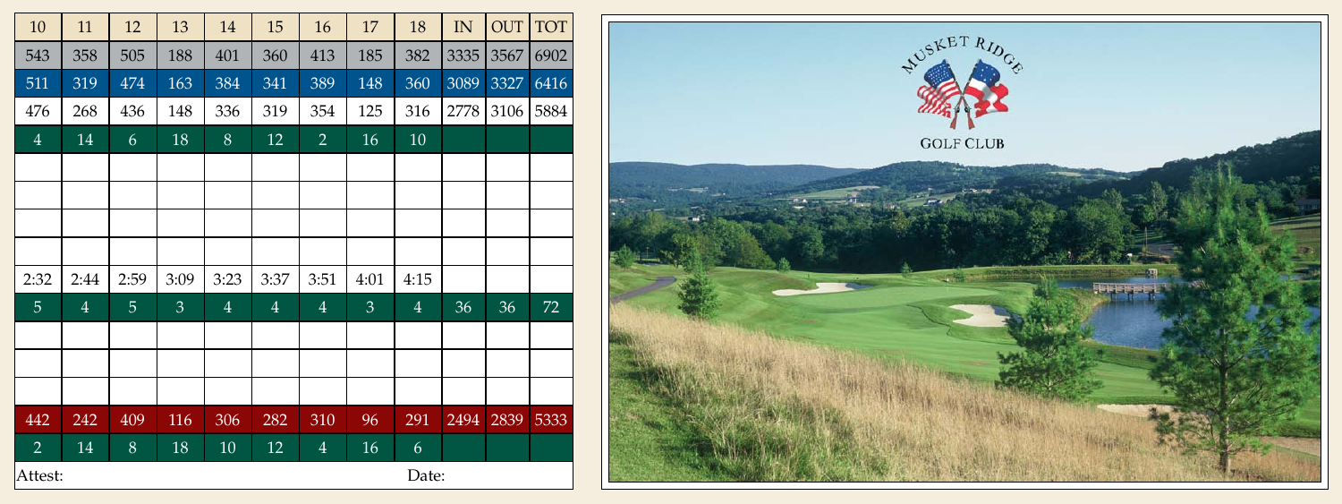| 10 | 11 | 12 | 13 | 14 | 15 | 16 | 17 | 18 | IN | OUT | TOT |
|---|---|---|---|---|---|---|---|---|---|---|---|
| 543 | 358 | 505 | 188 | 401 | 360 | 413 | 185 | 382 | 3335 | 3567 | 6902 |
| 511 | 319 | 474 | 163 | 384 | 341 | 389 | 148 | 360 | 3089 | 3327 | 6416 |
| 476 | 268 | 436 | 148 | 336 | 319 | 354 | 125 | 316 | 2778 | 3106 | 5884 |
| 4 | 14 | 6 | 18 | 8 | 12 | 2 | 16 | 10 | | | |
| | | | | | | | | | | | |
| | | | | | | | | | | | |
| | | | | | | | | | | | |
| | | | | | | | | | | | |
| 2:32 | 2:44 | 2:59 | 3:09 | 3:23 | 3:37 | 3:51 | 4:01 | 4:15 | | | |
| 5 | 4 | 5 | 3 | 4 | 4 | 4 | 3 | 4 | 36 | 36 | 72 |
| | | | | | | | | | | | |
| | | | | | | | | | | | |
| | | | | | | | | | | | |
| 442 | 242 | 409 | 116 | 306 | 282 | 310 | 96 | 291 | 2494 | 2839 | 5333 |
| 2 | 14 | 8 | 18 | 10 | 12 | 4 | 16 | 6 | | | |

Attest: Date:

MUSKET RIDGE

GOLF CLUB